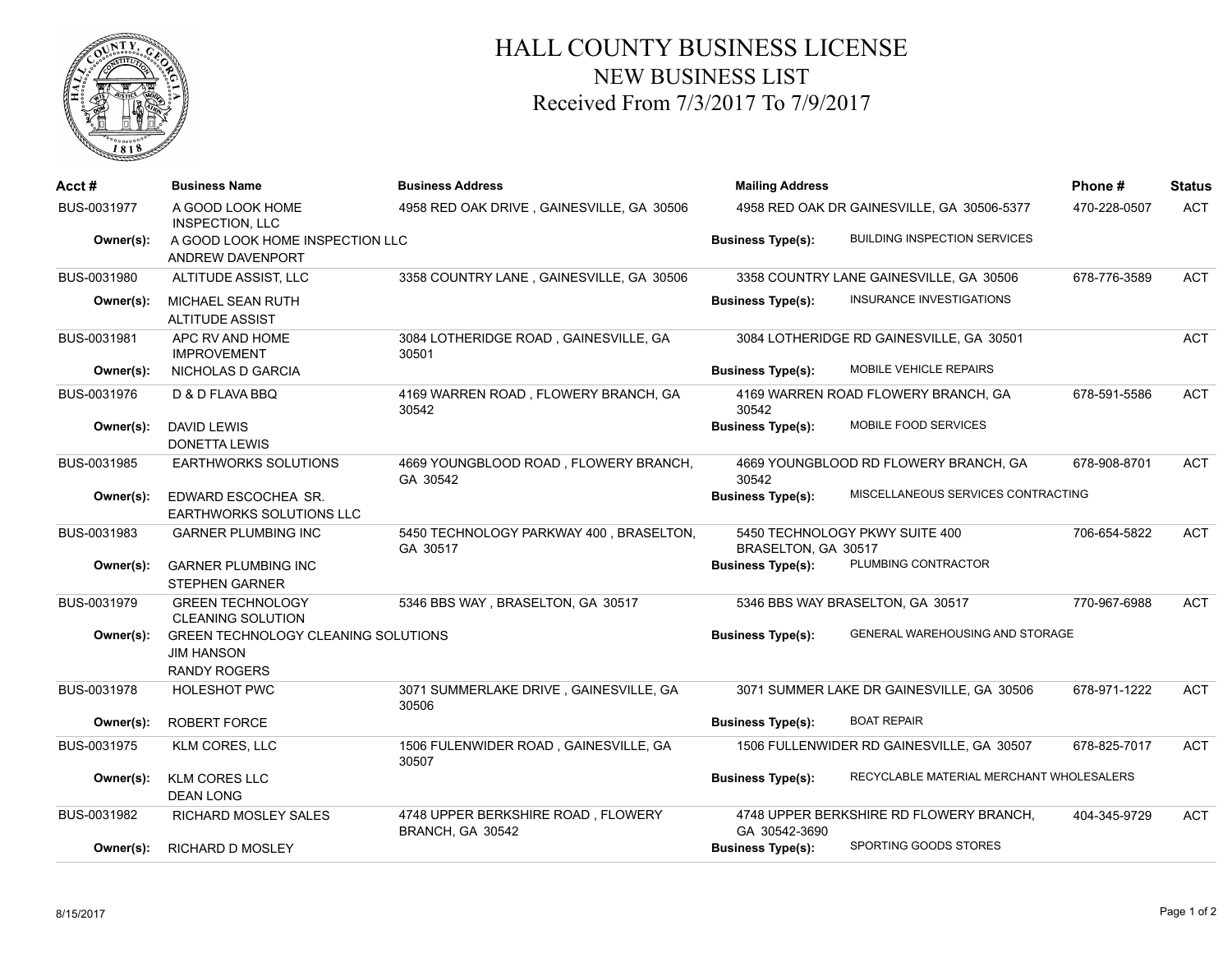# HALL COUNTY BUSINESS LICENSE
## NEW BUSINESS LIST
### Received From 7/3/2017 To 7/9/2017

| Acct # | Business Name | Business Address | Mailing Address | Phone # | Status |
|---|---|---|---|---|---|
| BUS-0031977 | A GOOD LOOK HOME INSPECTION, LLC | 4958 RED OAK DRIVE , GAINESVILLE, GA 30506 | 4958 RED OAK DR GAINESVILLE, GA 30506-5377 | 470-228-0507 | ACT |
| Owner(s): | A GOOD LOOK HOME INSPECTION LLC<br>ANDREW DAVENPORT | | Business Type(s): BUILDING INSPECTION SERVICES | | |
| BUS-0031980 | ALTITUDE ASSIST, LLC | 3358 COUNTRY LANE , GAINESVILLE, GA 30506 | 3358 COUNTRY LANE GAINESVILLE, GA 30506 | 678-776-3589 | ACT |
| Owner(s): | MICHAEL SEAN RUTH<br>ALTITUDE ASSIST | | Business Type(s): INSURANCE INVESTIGATIONS | | |
| BUS-0031981 | APC RV AND HOME IMPROVEMENT | 3084 LOTHERIDGE ROAD , GAINESVILLE, GA 30501 | 3084 LOTHERIDGE RD GAINESVILLE, GA 30501 | | ACT |
| Owner(s): | NICHOLAS D GARCIA | | Business Type(s): MOBILE VEHICLE REPAIRS | | |
| BUS-0031976 | D & D FLAVA BBQ | 4169 WARREN ROAD , FLOWERY BRANCH, GA 30542 | 4169 WARREN ROAD FLOWERY BRANCH, GA 30542 | 678-591-5586 | ACT |
| Owner(s): | DAVID LEWIS<br>DONETTA LEWIS | | Business Type(s): MOBILE FOOD SERVICES | | |
| BUS-0031985 | EARTHWORKS SOLUTIONS | 4669 YOUNGBLOOD ROAD , FLOWERY BRANCH, GA 30542 | 4669 YOUNGBLOOD RD FLOWERY BRANCH, GA 30542 | 678-908-8701 | ACT |
| Owner(s): | EDWARD ESCOCHEA SR.<br>EARTHWORKS SOLUTIONS LLC | | Business Type(s): MISCELLANEOUS SERVICES CONTRACTING | | |
| BUS-0031983 | GARNER PLUMBING INC | 5450 TECHNOLOGY PARKWAY 400 , BRASELTON, GA 30517 | 5450 TECHNOLOGY PKWY SUITE 400 BRASELTON, GA 30517 | 706-654-5822 | ACT |
| Owner(s): | GARNER PLUMBING INC<br>STEPHEN GARNER | | Business Type(s): PLUMBING CONTRACTOR | | |
| BUS-0031979 | GREEN TECHNOLOGY CLEANING SOLUTION | 5346 BBS WAY , BRASELTON, GA 30517 | 5346 BBS WAY BRASELTON, GA 30517 | 770-967-6988 | ACT |
| Owner(s): | GREEN TECHNOLOGY CLEANING SOLUTIONS<br>JIM HANSON<br>RANDY ROGERS | | Business Type(s): GENERAL WAREHOUSING AND STORAGE | | |
| BUS-0031978 | HOLESHOT PWC | 3071 SUMMERLAKE DRIVE , GAINESVILLE, GA 30506 | 3071 SUMMER LAKE DR GAINESVILLE, GA 30506 | 678-971-1222 | ACT |
| Owner(s): | ROBERT FORCE | | Business Type(s): BOAT REPAIR | | |
| BUS-0031975 | KLM CORES, LLC | 1506 FULENWIDER ROAD , GAINESVILLE, GA 30507 | 1506 FULLENWIDER RD GAINESVILLE, GA 30507 | 678-825-7017 | ACT |
| Owner(s): | KLM CORES LLC<br>DEAN LONG | | Business Type(s): RECYCLABLE MATERIAL MERCHANT WHOLESALERS | | |
| BUS-0031982 | RICHARD MOSLEY SALES | 4748 UPPER BERKSHIRE ROAD , FLOWERY BRANCH, GA 30542 | 4748 UPPER BERKSHIRE RD FLOWERY BRANCH, GA 30542-3690 | 404-345-9729 | ACT |
| Owner(s): | RICHARD D MOSLEY | | Business Type(s): SPORTING GOODS STORES | | |

8/15/2017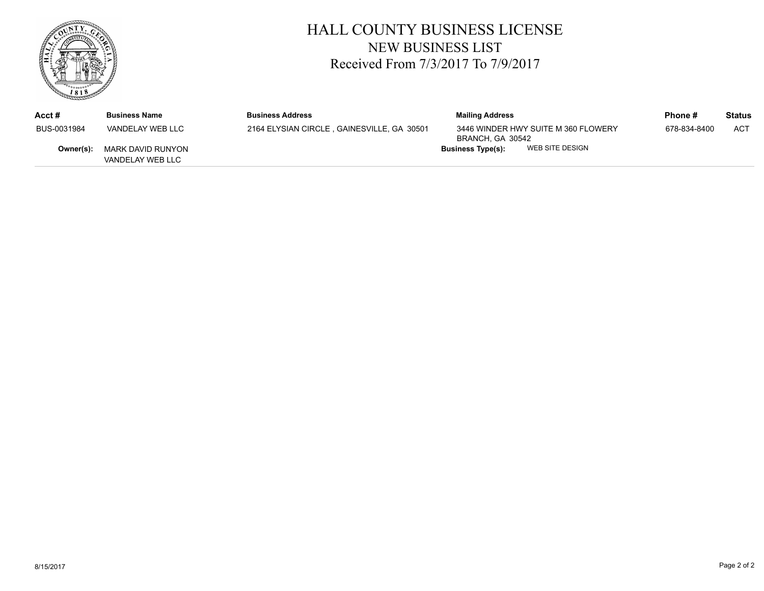# HALL COUNTY BUSINESS LICENSE

## NEW BUSINESS LIST

## Received From 7/3/2017 To 7/9/2017

| Acct # | Business Name | Business Address | Mailing Address | Phone # | Status |
|---|---|---|---|---|---|
| BUS-0031984 | VANDELAY WEB LLC | 2164 ELYSIAN CIRCLE , GAINESVILLE, GA 30501 | 3446 WINDER HWY SUITE M 360 FLOWERY BRANCH, GA 30542 | 678-834-8400 | ACT |
| **Owner(s):** | MARK DAVID RUNYON<br>VANDELAY WEB LLC | | **Business Type(s):** WEB SITE DESIGN | | |

8/15/2017